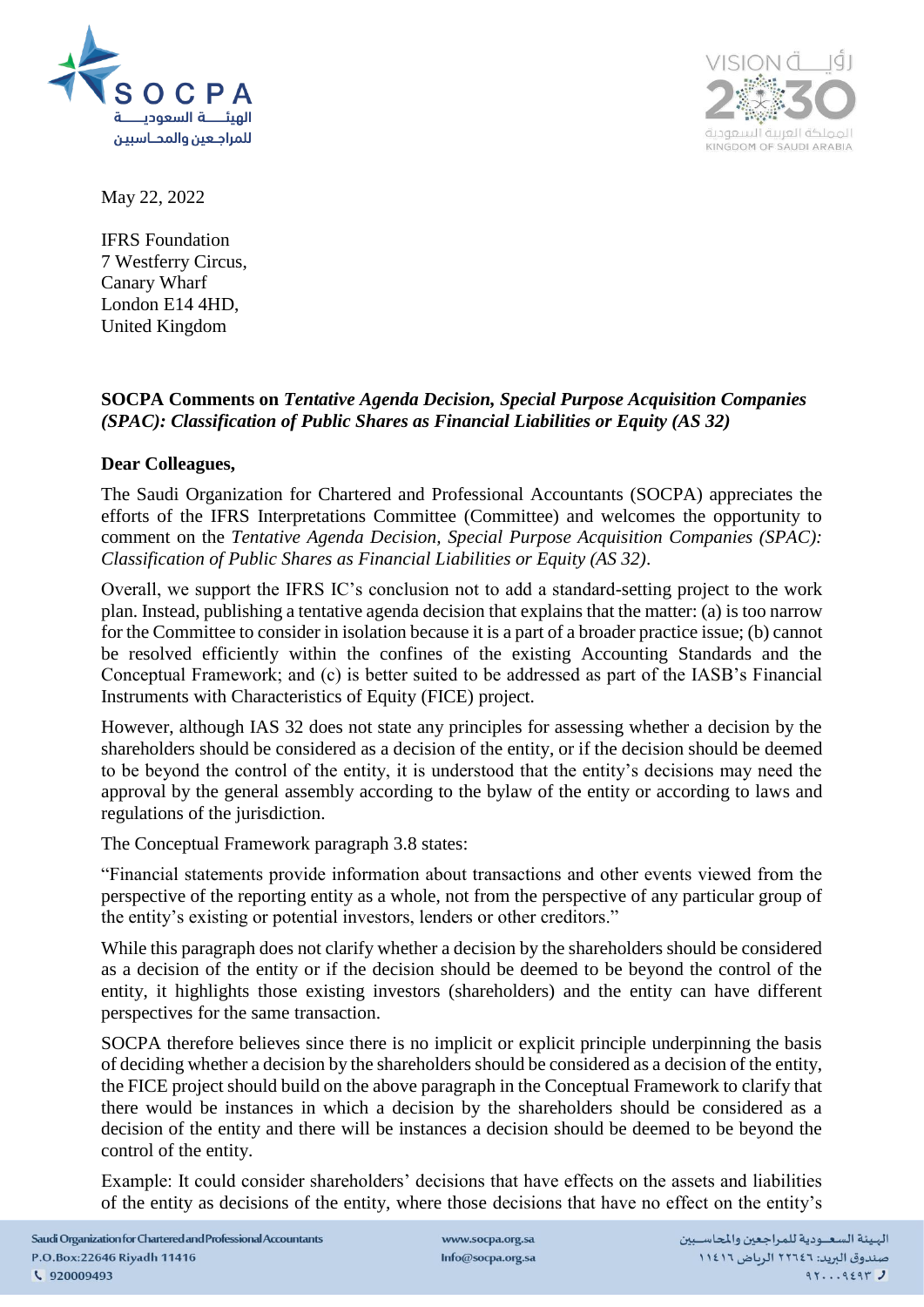May 22, 2022

IFRS Foundation
7 Westferry Circus,
Canary Wharf
London E14 4HD,
United Kingdom

**SOCPA Comments on *Tentative Agenda Decision, Special Purpose Acquisition Companies (SPAC): Classification of Public Shares as Financial Liabilities or Equity (AS 32)***

**Dear Colleagues,**

The Saudi Organization for Chartered and Professional Accountants (SOCPA) appreciates the efforts of the IFRS Interpretations Committee (Committee) and welcomes the opportunity to comment on the *Tentative Agenda Decision, Special Purpose Acquisition Companies (SPAC): Classification of Public Shares as Financial Liabilities or Equity (AS 32)*.

Overall, we support the IFRS IC's conclusion not to add a standard-setting project to the work plan. Instead, publishing a tentative agenda decision that explains that the matter: (a) is too narrow for the Committee to consider in isolation because it is a part of a broader practice issue; (b) cannot be resolved efficiently within the confines of the existing Accounting Standards and the Conceptual Framework; and (c) is better suited to be addressed as part of the IASB's Financial Instruments with Characteristics of Equity (FICE) project.

However, although IAS 32 does not state any principles for assessing whether a decision by the shareholders should be considered as a decision of the entity, or if the decision should be deemed to be beyond the control of the entity, it is understood that the entity's decisions may need the approval by the general assembly according to the bylaw of the entity or according to laws and regulations of the jurisdiction.

The Conceptual Framework paragraph 3.8 states:

"Financial statements provide information about transactions and other events viewed from the perspective of the reporting entity as a whole, not from the perspective of any particular group of the entity's existing or potential investors, lenders or other creditors."

While this paragraph does not clarify whether a decision by the shareholders should be considered as a decision of the entity or if the decision should be deemed to be beyond the control of the entity, it highlights those existing investors (shareholders) and the entity can have different perspectives for the same transaction.

SOCPA therefore believes since there is no implicit or explicit principle underpinning the basis of deciding whether a decision by the shareholders should be considered as a decision of the entity, the FICE project should build on the above paragraph in the Conceptual Framework to clarify that there would be instances in which a decision by the shareholders should be considered as a decision of the entity and there will be instances a decision should be deemed to be beyond the control of the entity.

Example: It could consider shareholders' decisions that have effects on the assets and liabilities of the entity as decisions of the entity, where those decisions that have no effect on the entity's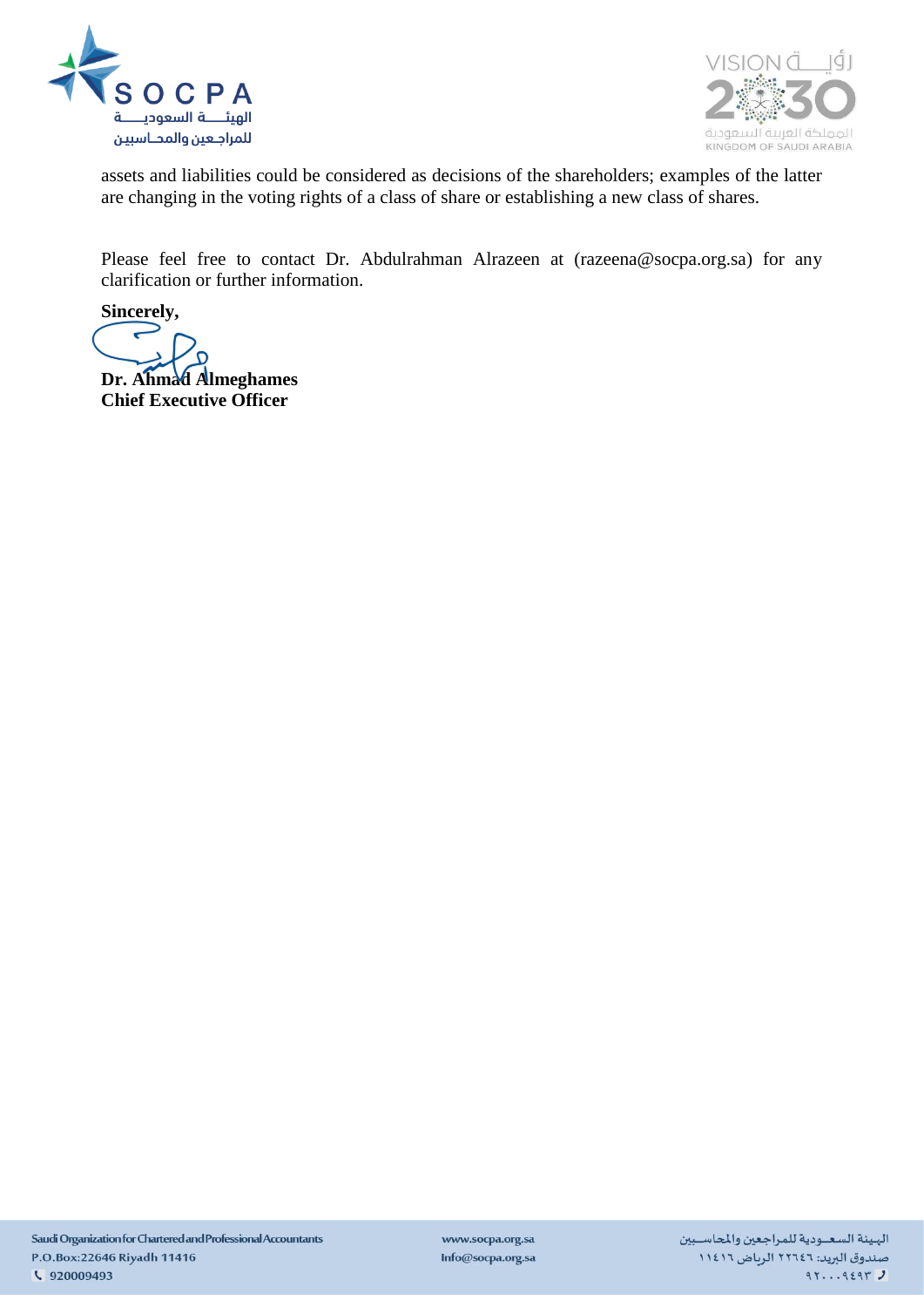assets and liabilities could be considered as decisions of the shareholders; examples of the latter are changing in the voting rights of a class of share or establishing a new class of shares.

Please feel free to contact Dr. Abdulrahman Alrazeen at (razeena@socpa.org.sa) for any clarification or further information.

**Sincerely,**

**Dr. Ahmad Almeghames**
**Chief Executive Officer**